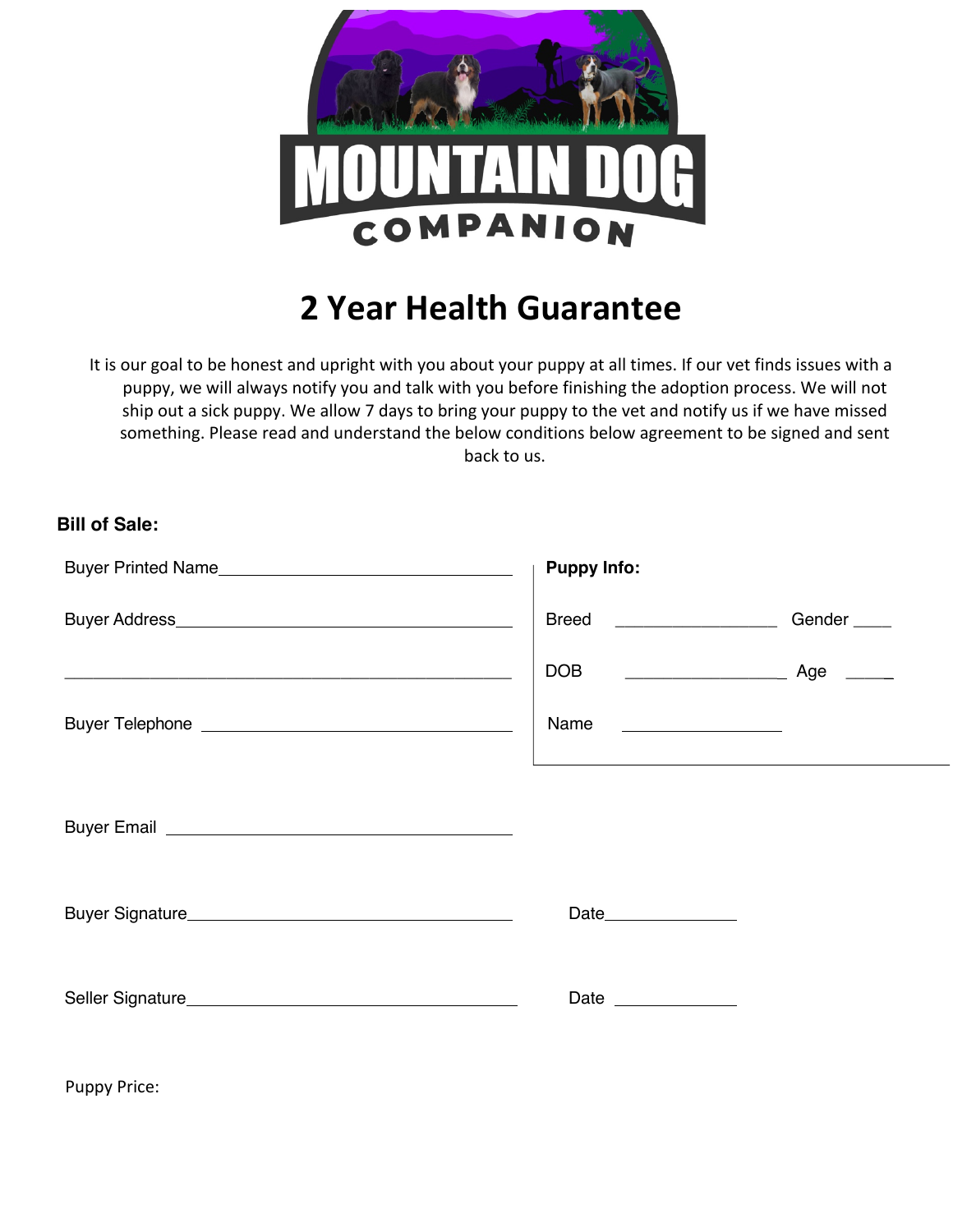MOUNTAIN DOG

COMPANION

# 2 Year Health Guarantee

It is our goal to be honest and upright with you about your puppy at all times. If our vet finds issues with a puppy, we will always notify you and talk with you before finishing the adoption process. We will not ship out a sick puppy. We allow 7 days to bring your puppy to the vet and notify us if we have missed something. Please read and understand the below conditions below agreement to be signed and sent back to us.

**Bill of Sale:**

Buyer Printed Name______________________________

Buyer Address__________________________________

_______________________________________________

Buyer Telephone ________________________________

**Puppy Info:**

Breed ________________ Gender ____

DOB ________________ Age _____

Name ________________

Buyer Email ___________________________________

Buyer Signature______________________________ Date_____________

Seller Signature______________________________ Date _____________

Puppy Price: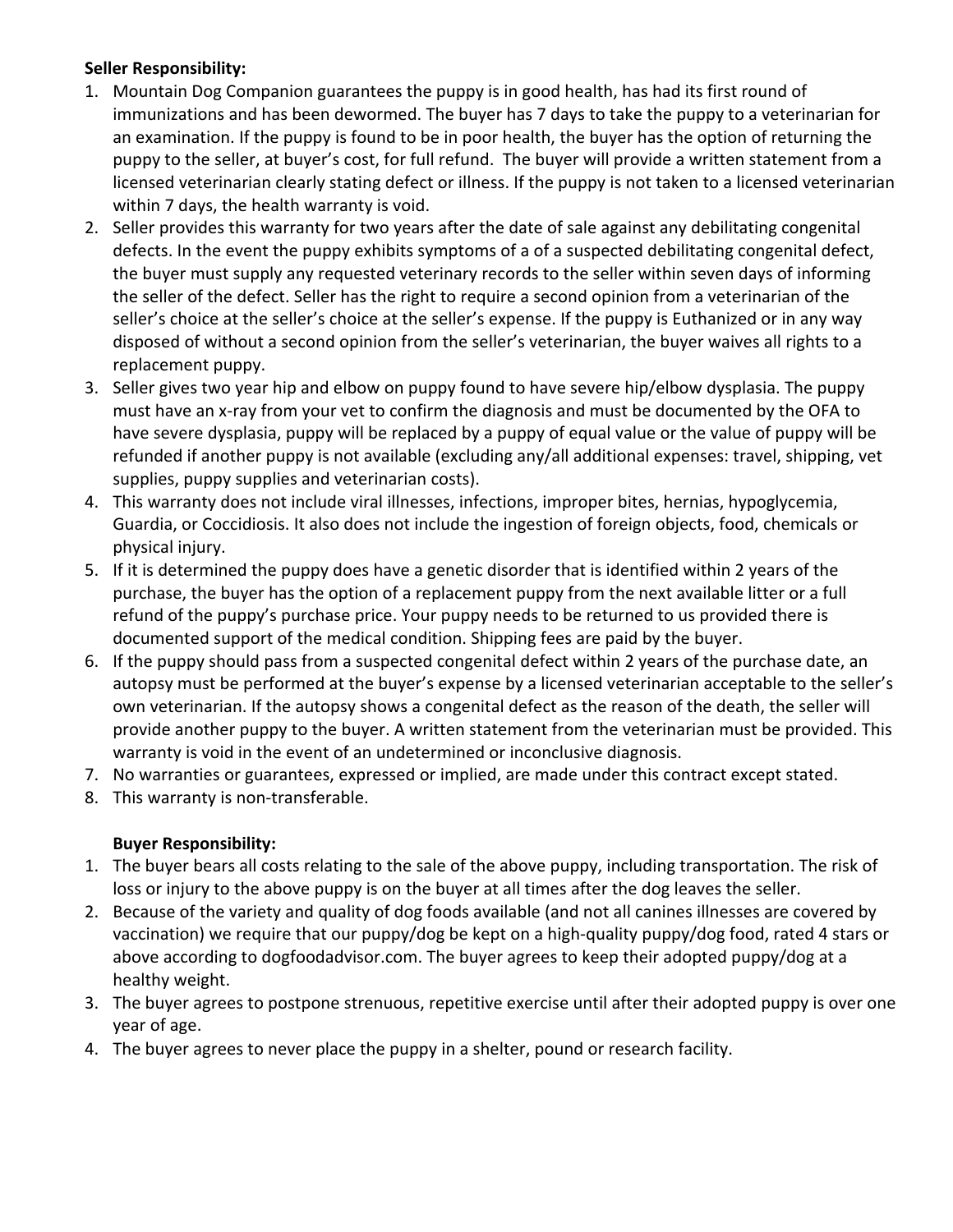**Seller Responsibility:**

1. Mountain Dog Companion guarantees the puppy is in good health, has had its first round of immunizations and has been dewormed. The buyer has 7 days to take the puppy to a veterinarian for an examination. If the puppy is found to be in poor health, the buyer has the option of returning the puppy to the seller, at buyer's cost, for full refund. The buyer will provide a written statement from a licensed veterinarian clearly stating defect or illness. If the puppy is not taken to a licensed veterinarian within 7 days, the health warranty is void.
2. Seller provides this warranty for two years after the date of sale against any debilitating congenital defects. In the event the puppy exhibits symptoms of a of a suspected debilitating congenital defect, the buyer must supply any requested veterinary records to the seller within seven days of informing the seller of the defect. Seller has the right to require a second opinion from a veterinarian of the seller's choice at the seller's choice at the seller's expense. If the puppy is Euthanized or in any way disposed of without a second opinion from the seller's veterinarian, the buyer waives all rights to a replacement puppy.
3. Seller gives two year hip and elbow on puppy found to have severe hip/elbow dysplasia. The puppy must have an x-ray from your vet to confirm the diagnosis and must be documented by the OFA to have severe dysplasia, puppy will be replaced by a puppy of equal value or the value of puppy will be refunded if another puppy is not available (excluding any/all additional expenses: travel, shipping, vet supplies, puppy supplies and veterinarian costs).
4. This warranty does not include viral illnesses, infections, improper bites, hernias, hypoglycemia, Guardia, or Coccidiosis. It also does not include the ingestion of foreign objects, food, chemicals or physical injury.
5. If it is determined the puppy does have a genetic disorder that is identified within 2 years of the purchase, the buyer has the option of a replacement puppy from the next available litter or a full refund of the puppy's purchase price. Your puppy needs to be returned to us provided there is documented support of the medical condition. Shipping fees are paid by the buyer.
6. If the puppy should pass from a suspected congenital defect within 2 years of the purchase date, an autopsy must be performed at the buyer's expense by a licensed veterinarian acceptable to the seller's own veterinarian. If the autopsy shows a congenital defect as the reason of the death, the seller will provide another puppy to the buyer. A written statement from the veterinarian must be provided. This warranty is void in the event of an undetermined or inconclusive diagnosis.
7. No warranties or guarantees, expressed or implied, are made under this contract except stated.
8. This warranty is non-transferable.

**Buyer Responsibility:**

1. The buyer bears all costs relating to the sale of the above puppy, including transportation. The risk of loss or injury to the above puppy is on the buyer at all times after the dog leaves the seller.
2. Because of the variety and quality of dog foods available (and not all canines illnesses are covered by vaccination) we require that our puppy/dog be kept on a high-quality puppy/dog food, rated 4 stars or above according to dogfoodadvisor.com. The buyer agrees to keep their adopted puppy/dog at a healthy weight.
3. The buyer agrees to postpone strenuous, repetitive exercise until after their adopted puppy is over one year of age.
4. The buyer agrees to never place the puppy in a shelter, pound or research facility.